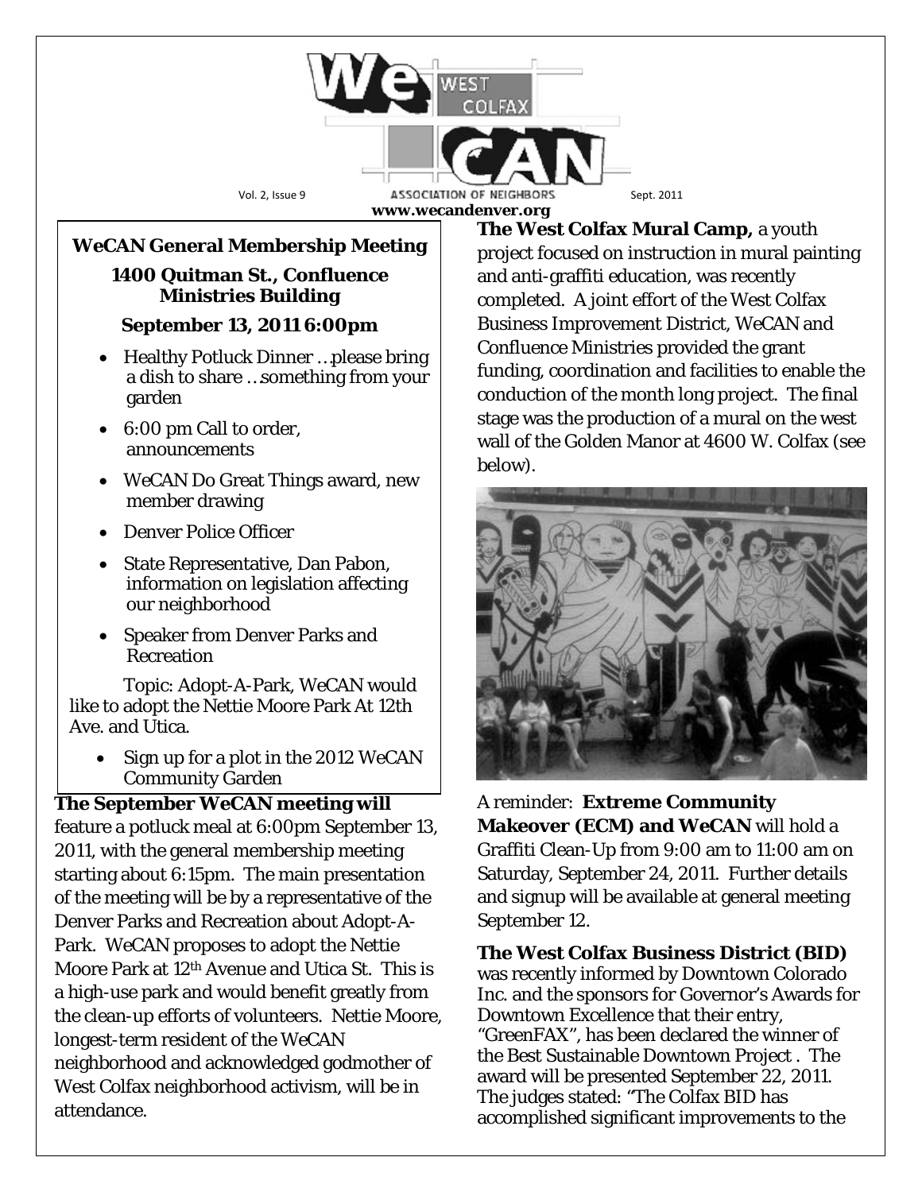# WeCAN West Colfax Association of Neighbors

Vol. 2, Issue 9 — Sept. 2011

**www.wecandenver.org**

## WeCAN General Membership Meeting

**1400 Quitman St., Confluence Ministries Building**

**September 13, 2011 6:00pm**

- Healthy Potluck Dinner …please bring a dish to share …something from your garden
- 6:00 pm Call to order, announcements
- WeCAN Do Great Things award, new member drawing
- Denver Police Officer
- State Representative, Dan Pabon, information on legislation affecting our neighborhood
- Speaker from Denver Parks and Recreation

Topic: Adopt-A-Park, WeCAN would like to adopt the Nettie Moore Park At 12th Ave. and Utica.

- Sign up for a plot in the 2012 WeCAN Community Garden

**The September WeCAN meeting will** feature a potluck meal at 6:00pm September 13, 2011, with the general membership meeting starting about 6:15pm. The main presentation of the meeting will be by a representative of the Denver Parks and Recreation about Adopt-A-Park. WeCAN proposes to adopt the Nettie Moore Park at 12th Avenue and Utica St. This is a high-use park and would benefit greatly from the clean-up efforts of volunteers. Nettie Moore, longest-term resident of the WeCAN neighborhood and acknowledged godmother of West Colfax neighborhood activism, will be in attendance.

**The West Colfax Mural Camp,** a youth project focused on instruction in mural painting and anti-graffiti education, was recently completed. A joint effort of the West Colfax Business Improvement District, WeCAN and Confluence Ministries provided the grant funding, coordination and facilities to enable the conduction of the month long project. The final stage was the production of a mural on the west wall of the Golden Manor at 4600 W. Colfax (see below).

A reminder: **Extreme Community Makeover (ECM) and WeCAN** will hold a Graffiti Clean-Up from 9:00 am to 11:00 am on Saturday, September 24, 2011. Further details and signup will be available at general meeting September 12.

**The West Colfax Business District (BID)** was recently informed by Downtown Colorado Inc. and the sponsors for Governor's Awards for Downtown Excellence that their entry, "GreenFAX", has been declared the winner of the Best Sustainable Downtown Project . The award will be presented September 22, 2011. The judges stated: "The Colfax BID has accomplished significant improvements to the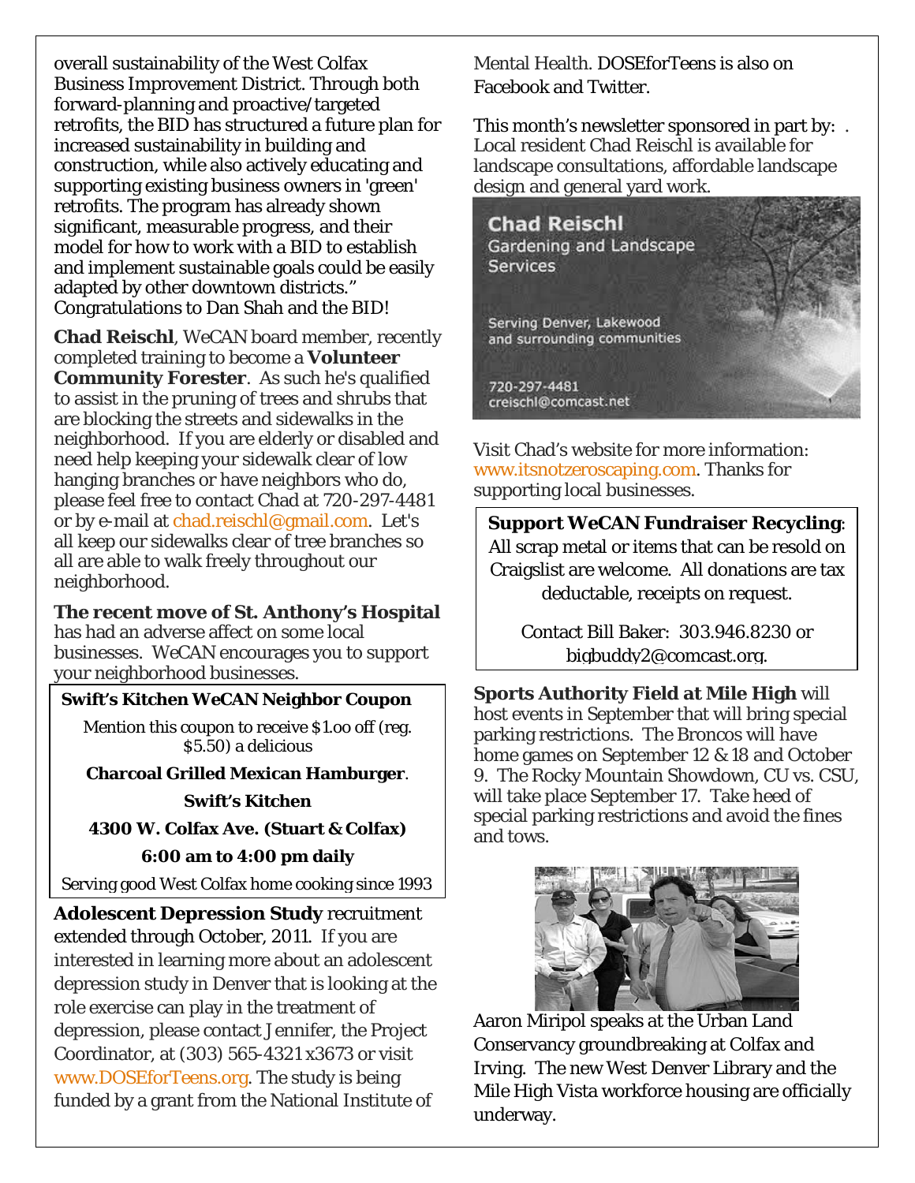overall sustainability of the West Colfax Business Improvement District. Through both forward-planning and proactive/targeted retrofits, the BID has structured a future plan for increased sustainability in building and construction, while also actively educating and supporting existing business owners in 'green' retrofits. The program has already shown significant, measurable progress, and their model for how to work with a BID to establish and implement sustainable goals could be easily adapted by other downtown districts." Congratulations to Dan Shah and the BID!

**Chad Reischl**, WeCAN board member, recently completed training to become a **Volunteer Community Forester**. As such he's qualified to assist in the pruning of trees and shrubs that are blocking the streets and sidewalks in the neighborhood. If you are elderly or disabled and need help keeping your sidewalk clear of low hanging branches or have neighbors who do, please feel free to contact Chad at 720-297-4481 or by e-mail at chad.reischl@gmail.com. Let's all keep our sidewalks clear of tree branches so all are able to walk freely throughout our neighborhood.

**The recent move of St. Anthony's Hospital** has had an adverse affect on some local businesses. WeCAN encourages you to support your neighborhood businesses.

**Swift's Kitchen WeCAN Neighbor Coupon**

Mention this coupon to receive $1.oo off (reg. $5.50) a delicious

**Charcoal Grilled Mexican Hamburger**.

**Swift's Kitchen**

**4300 W. Colfax Ave. (Stuart & Colfax)**

**6:00 am to 4:00 pm daily**

Serving good West Colfax home cooking since 1993

**Adolescent Depression Study** recruitment extended through October, 2011. If you are interested in learning more about an adolescent depression study in Denver that is looking at the role exercise can play in the treatment of depression, please contact Jennifer, the Project Coordinator, at (303) 565-4321 x3673 or visit www.DOSEforTeens.org. The study is being funded by a grant from the National Institute of Mental Health. DOSEforTeens is also on Facebook and Twitter.

This month's newsletter sponsored in part by: . Local resident Chad Reischl is available for landscape consultations, affordable landscape design and general yard work.

Chad Reischl
Gardening and Landscape Services

Serving Denver, Lakewood and surrounding communities

720-297-4481
creischl@comcast.net

Visit Chad's website for more information: www.itsnotzeroscaping.com. Thanks for supporting local businesses.

**Support WeCAN Fundraiser Recycling**: All scrap metal or items that can be resold on Craigslist are welcome. All donations are tax deductable, receipts on request.

Contact Bill Baker: 303.946.8230 or bigbuddy2@comcast.org.

**Sports Authority Field at Mile High** will host events in September that will bring special parking restrictions. The Broncos will have home games on September 12 & 18 and October 9. The Rocky Mountain Showdown, CU vs. CSU, will take place September 17. Take heed of special parking restrictions and avoid the fines and tows.

Aaron Miripol speaks at the Urban Land Conservancy groundbreaking at Colfax and Irving. The new West Denver Library and the Mile High Vista workforce housing are officially underway.